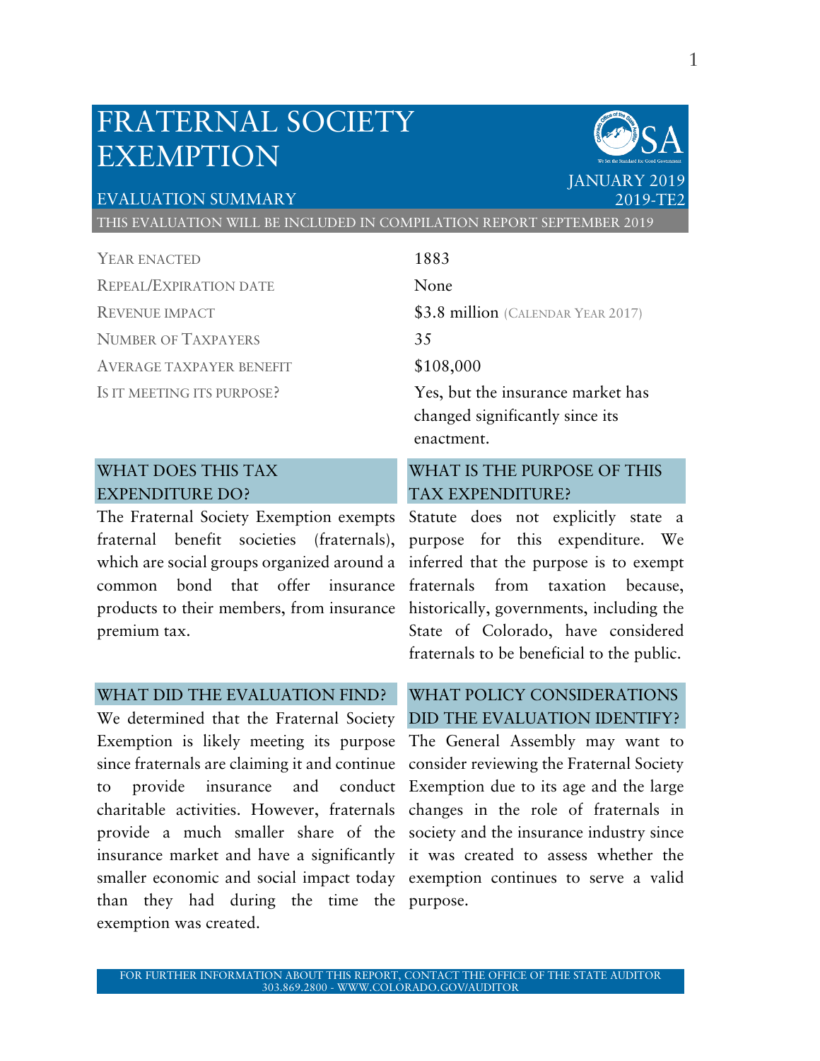# FRATERNAL SOCIETY EXEMPTION

EVALUATION SUMMARY

JANUARY 2019
2019-TE2

THIS EVALUATION WILL BE INCLUDED IN COMPILATION REPORT SEPTEMBER 2019

| | |
|---|---|
| YEAR ENACTED | 1883 |
| REPEAL/EXPIRATION DATE | None |
| REVENUE IMPACT | $3.8 million (CALENDAR YEAR 2017) |
| NUMBER OF TAXPAYERS | 35 |
| AVERAGE TAXPAYER BENEFIT | $108,000 |
| IS IT MEETING ITS PURPOSE? | Yes, but the insurance market has changed significantly since its enactment. |

## WHAT DOES THIS TAX EXPENDITURE DO?

The Fraternal Society Exemption exempts fraternal benefit societies (fraternals), which are social groups organized around a common bond that offer insurance products to their members, from insurance premium tax.

## WHAT IS THE PURPOSE OF THIS TAX EXPENDITURE?

Statute does not explicitly state a purpose for this expenditure. We inferred that the purpose is to exempt fraternals from taxation because, historically, governments, including the State of Colorado, have considered fraternals to be beneficial to the public.

## WHAT DID THE EVALUATION FIND?

We determined that the Fraternal Society Exemption is likely meeting its purpose since fraternals are claiming it and continue to provide insurance and conduct charitable activities. However, fraternals provide a much smaller share of the insurance market and have a significantly smaller economic and social impact today than they had during the time the exemption was created.

## WHAT POLICY CONSIDERATIONS DID THE EVALUATION IDENTIFY?

The General Assembly may want to consider reviewing the Fraternal Society Exemption due to its age and the large changes in the role of fraternals in society and the insurance industry since it was created to assess whether the exemption continues to serve a valid purpose.

FOR FURTHER INFORMATION ABOUT THIS REPORT, CONTACT THE OFFICE OF THE STATE AUDITOR
303.869.2800 - WWW.COLORADO.GOV/AUDITOR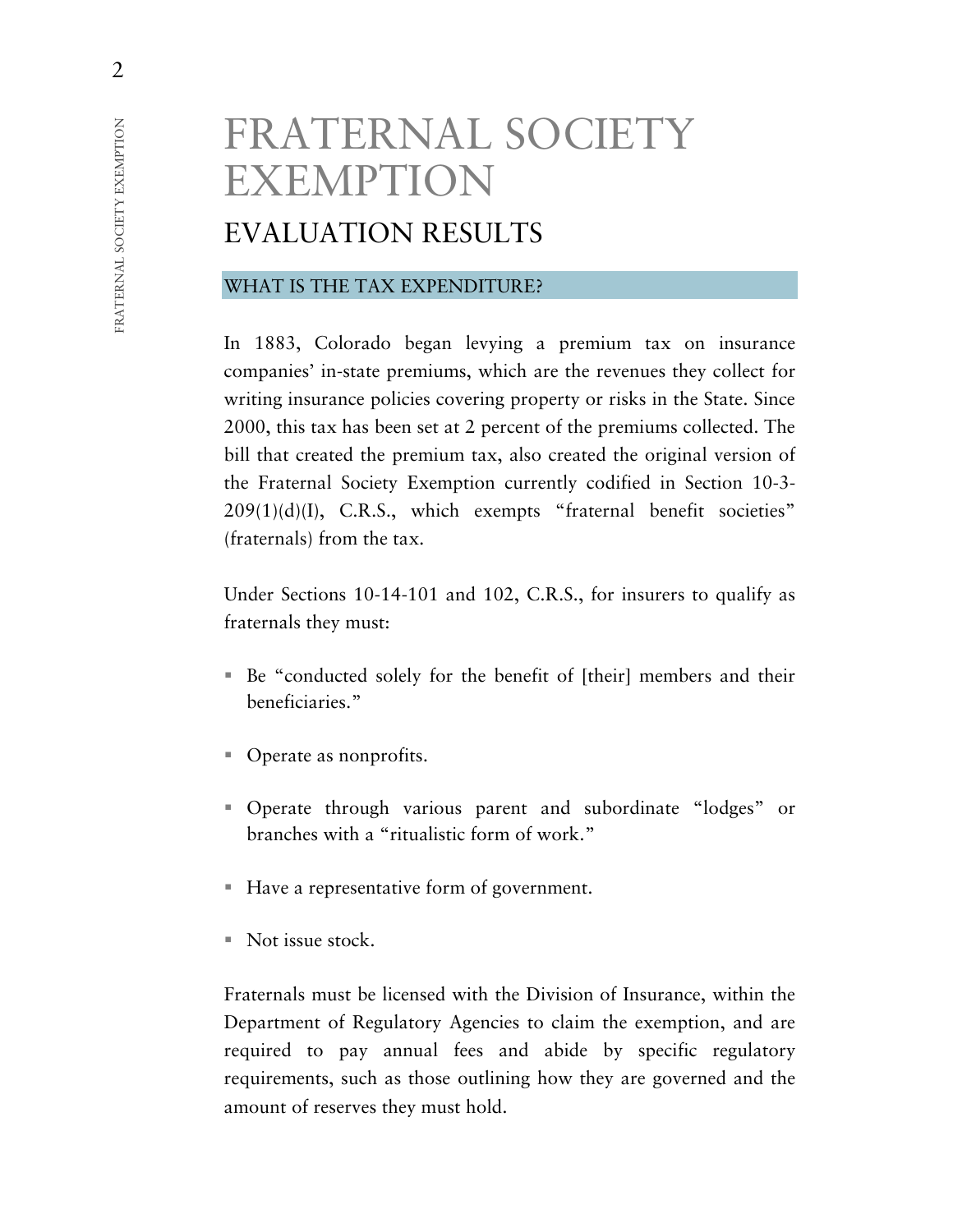# FRATERNAL SOCIETY EXEMPTION

## EVALUATION RESULTS

### WHAT IS THE TAX EXPENDITURE?

In 1883, Colorado began levying a premium tax on insurance companies' in-state premiums, which are the revenues they collect for writing insurance policies covering property or risks in the State. Since 2000, this tax has been set at 2 percent of the premiums collected. The bill that created the premium tax, also created the original version of the Fraternal Society Exemption currently codified in Section 10-3-209(1)(d)(I), C.R.S., which exempts "fraternal benefit societies" (fraternals) from the tax.

Under Sections 10-14-101 and 102, C.R.S., for insurers to qualify as fraternals they must:

- Be "conducted solely for the benefit of [their] members and their beneficiaries."
- Operate as nonprofits.
- Operate through various parent and subordinate "lodges" or branches with a "ritualistic form of work."
- Have a representative form of government.
- Not issue stock.

Fraternals must be licensed with the Division of Insurance, within the Department of Regulatory Agencies to claim the exemption, and are required to pay annual fees and abide by specific regulatory requirements, such as those outlining how they are governed and the amount of reserves they must hold.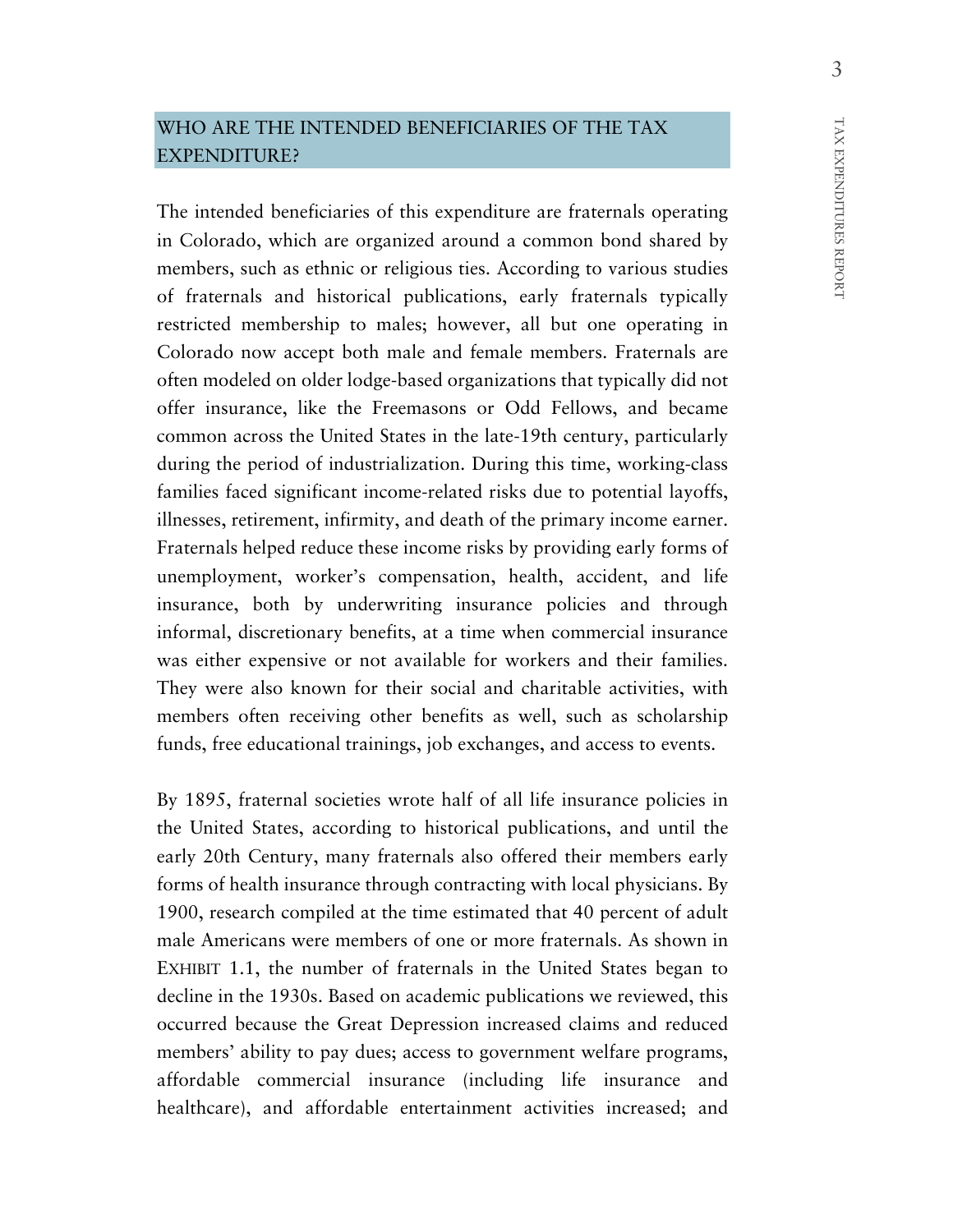## WHO ARE THE INTENDED BENEFICIARIES OF THE TAX EXPENDITURE?

The intended beneficiaries of this expenditure are fraternals operating in Colorado, which are organized around a common bond shared by members, such as ethnic or religious ties. According to various studies of fraternals and historical publications, early fraternals typically restricted membership to males; however, all but one operating in Colorado now accept both male and female members. Fraternals are often modeled on older lodge-based organizations that typically did not offer insurance, like the Freemasons or Odd Fellows, and became common across the United States in the late-19th century, particularly during the period of industrialization. During this time, working-class families faced significant income-related risks due to potential layoffs, illnesses, retirement, infirmity, and death of the primary income earner. Fraternals helped reduce these income risks by providing early forms of unemployment, worker's compensation, health, accident, and life insurance, both by underwriting insurance policies and through informal, discretionary benefits, at a time when commercial insurance was either expensive or not available for workers and their families. They were also known for their social and charitable activities, with members often receiving other benefits as well, such as scholarship funds, free educational trainings, job exchanges, and access to events.

By 1895, fraternal societies wrote half of all life insurance policies in the United States, according to historical publications, and until the early 20th Century, many fraternals also offered their members early forms of health insurance through contracting with local physicians. By 1900, research compiled at the time estimated that 40 percent of adult male Americans were members of one or more fraternals. As shown in EXHIBIT 1.1, the number of fraternals in the United States began to decline in the 1930s. Based on academic publications we reviewed, this occurred because the Great Depression increased claims and reduced members' ability to pay dues; access to government welfare programs, affordable commercial insurance (including life insurance and healthcare), and affordable entertainment activities increased; and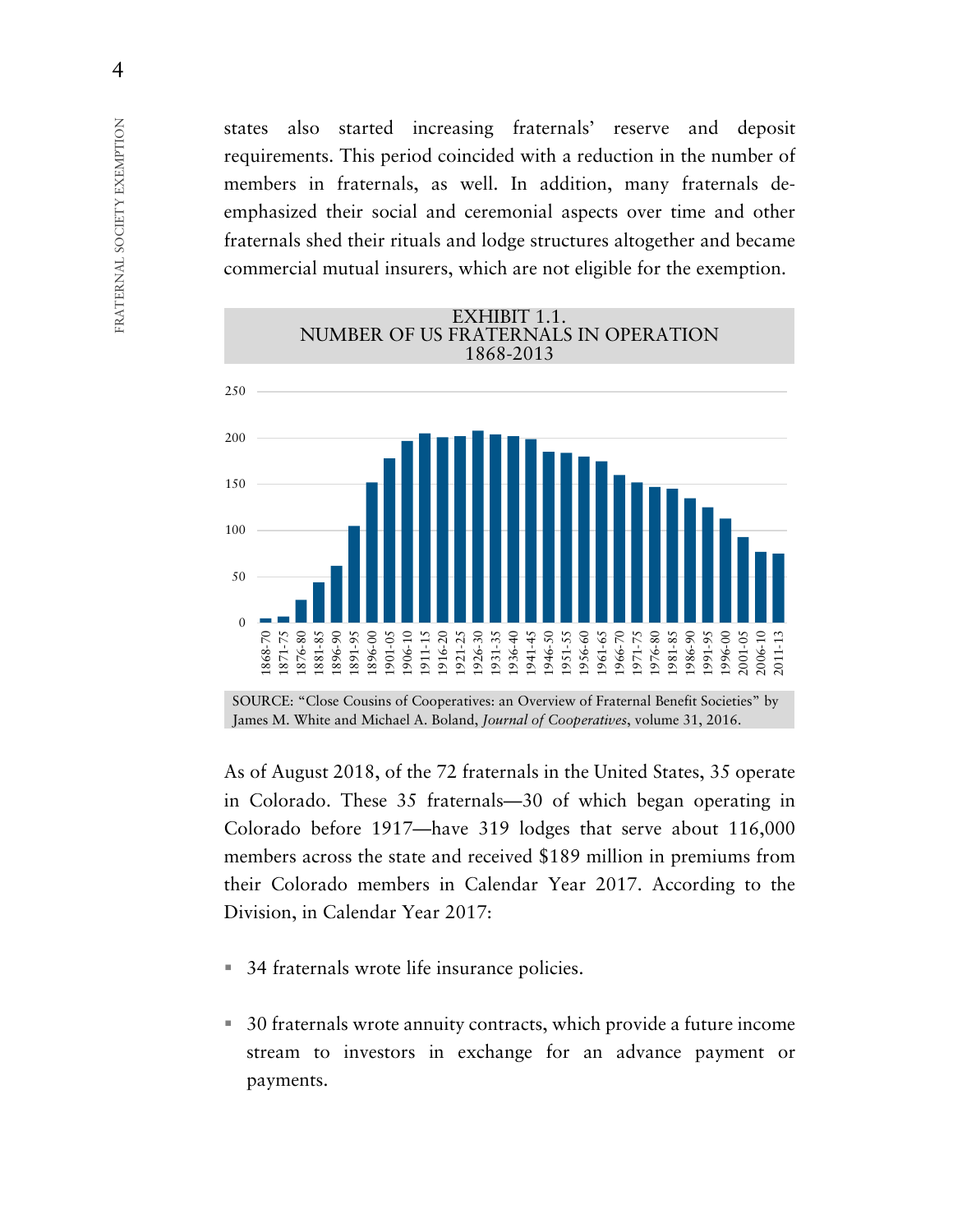states also started increasing fraternals' reserve and deposit requirements. This period coincided with a reduction in the number of members in fraternals, as well. In addition, many fraternals de-emphasized their social and ceremonial aspects over time and other fraternals shed their rituals and lodge structures altogether and became commercial mutual insurers, which are not eligible for the exemption.

**EXHIBIT 1.1.**
**NUMBER OF US FRATERNALS IN OPERATION**
**1868-2013**

SOURCE: "Close Cousins of Cooperatives: an Overview of Fraternal Benefit Societies" by James M. White and Michael A. Boland, *Journal of Cooperatives*, volume 31, 2016.

As of August 2018, of the 72 fraternals in the United States, 35 operate in Colorado. These 35 fraternals—30 of which began operating in Colorado before 1917—have 319 lodges that serve about 116,000 members across the state and received $189 million in premiums from their Colorado members in Calendar Year 2017. According to the Division, in Calendar Year 2017:

- 34 fraternals wrote life insurance policies.
- 30 fraternals wrote annuity contracts, which provide a future income stream to investors in exchange for an advance payment or payments.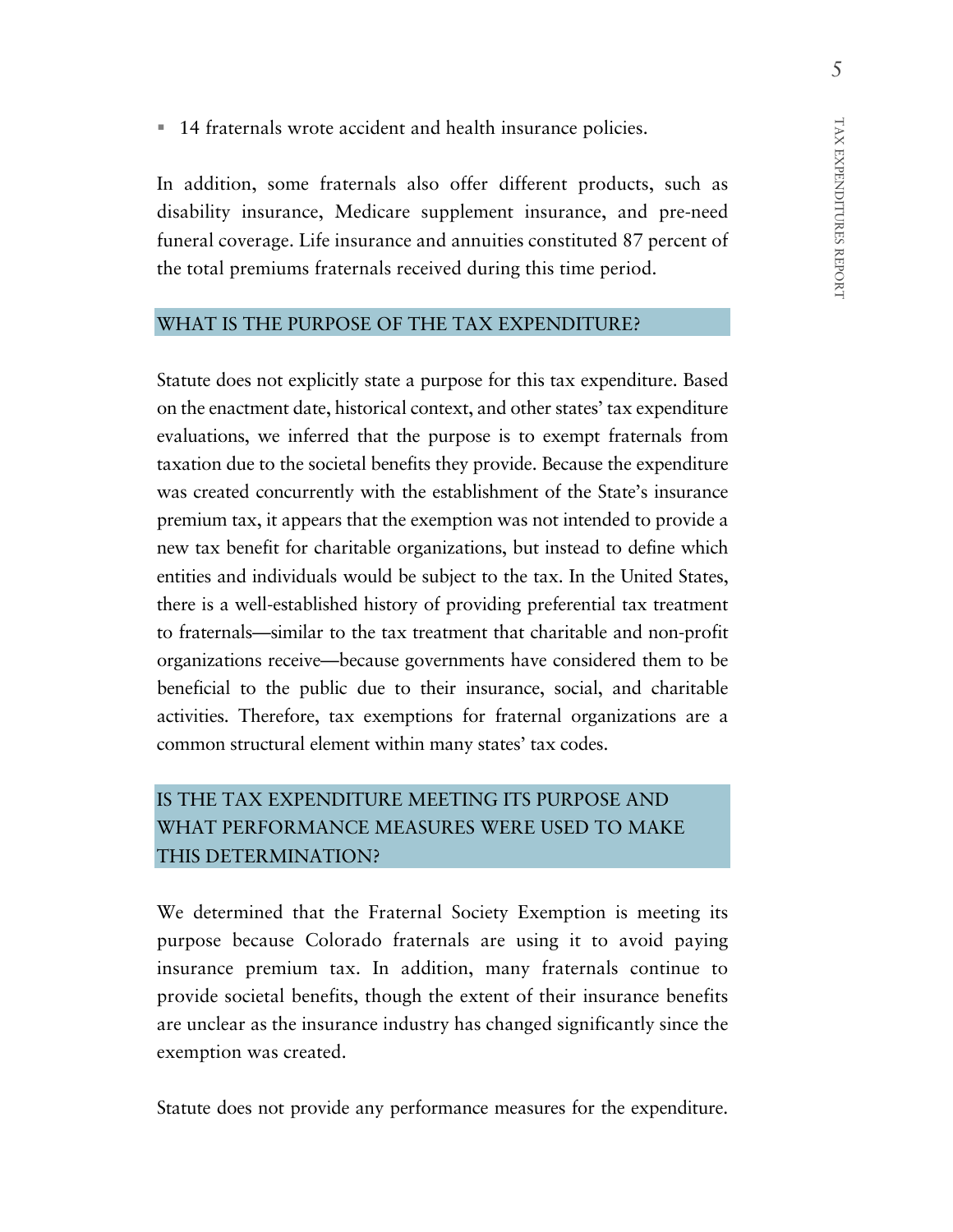- 14 fraternals wrote accident and health insurance policies.

In addition, some fraternals also offer different products, such as disability insurance, Medicare supplement insurance, and pre-need funeral coverage. Life insurance and annuities constituted 87 percent of the total premiums fraternals received during this time period.

## WHAT IS THE PURPOSE OF THE TAX EXPENDITURE?

Statute does not explicitly state a purpose for this tax expenditure. Based on the enactment date, historical context, and other states' tax expenditure evaluations, we inferred that the purpose is to exempt fraternals from taxation due to the societal benefits they provide. Because the expenditure was created concurrently with the establishment of the State's insurance premium tax, it appears that the exemption was not intended to provide a new tax benefit for charitable organizations, but instead to define which entities and individuals would be subject to the tax. In the United States, there is a well-established history of providing preferential tax treatment to fraternals—similar to the tax treatment that charitable and non-profit organizations receive—because governments have considered them to be beneficial to the public due to their insurance, social, and charitable activities. Therefore, tax exemptions for fraternal organizations are a common structural element within many states' tax codes.

## IS THE TAX EXPENDITURE MEETING ITS PURPOSE AND WHAT PERFORMANCE MEASURES WERE USED TO MAKE THIS DETERMINATION?

We determined that the Fraternal Society Exemption is meeting its purpose because Colorado fraternals are using it to avoid paying insurance premium tax. In addition, many fraternals continue to provide societal benefits, though the extent of their insurance benefits are unclear as the insurance industry has changed significantly since the exemption was created.

Statute does not provide any performance measures for the expenditure.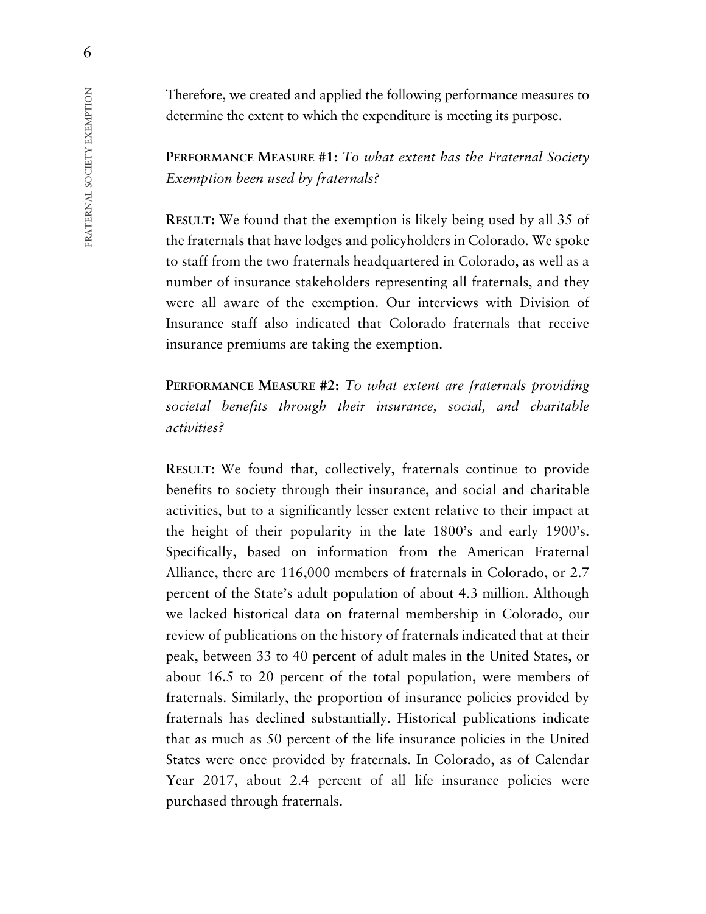Therefore, we created and applied the following performance measures to determine the extent to which the expenditure is meeting its purpose.

**PERFORMANCE MEASURE #1:** *To what extent has the Fraternal Society Exemption been used by fraternals?*

**RESULT:** We found that the exemption is likely being used by all 35 of the fraternals that have lodges and policyholders in Colorado. We spoke to staff from the two fraternals headquartered in Colorado, as well as a number of insurance stakeholders representing all fraternals, and they were all aware of the exemption. Our interviews with Division of Insurance staff also indicated that Colorado fraternals that receive insurance premiums are taking the exemption.

**PERFORMANCE MEASURE #2:** *To what extent are fraternals providing societal benefits through their insurance, social, and charitable activities?*

**RESULT:** We found that, collectively, fraternals continue to provide benefits to society through their insurance, and social and charitable activities, but to a significantly lesser extent relative to their impact at the height of their popularity in the late 1800's and early 1900's. Specifically, based on information from the American Fraternal Alliance, there are 116,000 members of fraternals in Colorado, or 2.7 percent of the State's adult population of about 4.3 million. Although we lacked historical data on fraternal membership in Colorado, our review of publications on the history of fraternals indicated that at their peak, between 33 to 40 percent of adult males in the United States, or about 16.5 to 20 percent of the total population, were members of fraternals. Similarly, the proportion of insurance policies provided by fraternals has declined substantially. Historical publications indicate that as much as 50 percent of the life insurance policies in the United States were once provided by fraternals. In Colorado, as of Calendar Year 2017, about 2.4 percent of all life insurance policies were purchased through fraternals.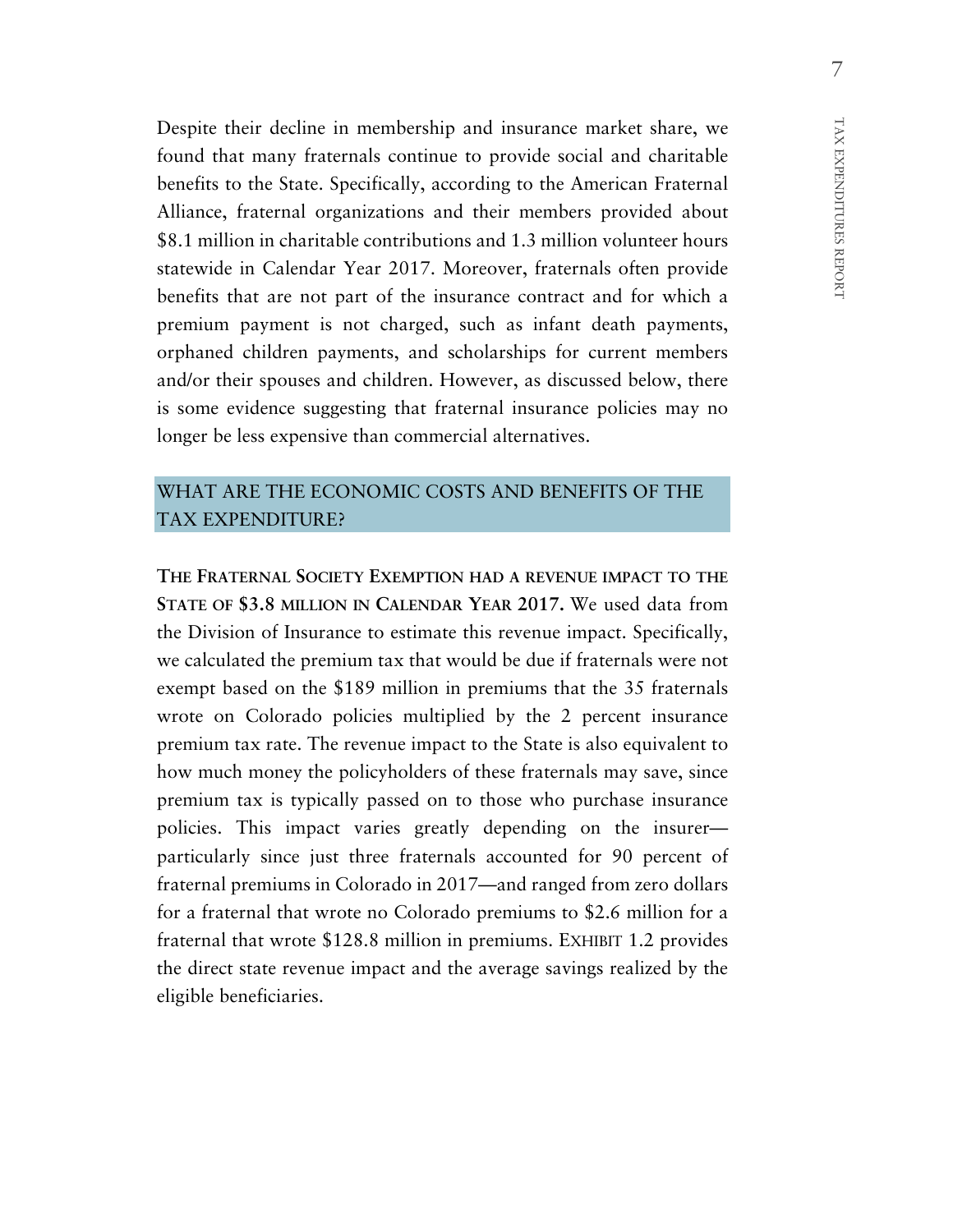Despite their decline in membership and insurance market share, we found that many fraternals continue to provide social and charitable benefits to the State. Specifically, according to the American Fraternal Alliance, fraternal organizations and their members provided about $8.1 million in charitable contributions and 1.3 million volunteer hours statewide in Calendar Year 2017. Moreover, fraternals often provide benefits that are not part of the insurance contract and for which a premium payment is not charged, such as infant death payments, orphaned children payments, and scholarships for current members and/or their spouses and children. However, as discussed below, there is some evidence suggesting that fraternal insurance policies may no longer be less expensive than commercial alternatives.

## WHAT ARE THE ECONOMIC COSTS AND BENEFITS OF THE TAX EXPENDITURE?

**THE FRATERNAL SOCIETY EXEMPTION HAD A REVENUE IMPACT TO THE STATE OF $3.8 MILLION IN CALENDAR YEAR 2017.** We used data from the Division of Insurance to estimate this revenue impact. Specifically, we calculated the premium tax that would be due if fraternals were not exempt based on the $189 million in premiums that the 35 fraternals wrote on Colorado policies multiplied by the 2 percent insurance premium tax rate. The revenue impact to the State is also equivalent to how much money the policyholders of these fraternals may save, since premium tax is typically passed on to those who purchase insurance policies. This impact varies greatly depending on the insurer—particularly since just three fraternals accounted for 90 percent of fraternal premiums in Colorado in 2017—and ranged from zero dollars for a fraternal that wrote no Colorado premiums to $2.6 million for a fraternal that wrote $128.8 million in premiums. EXHIBIT 1.2 provides the direct state revenue impact and the average savings realized by the eligible beneficiaries.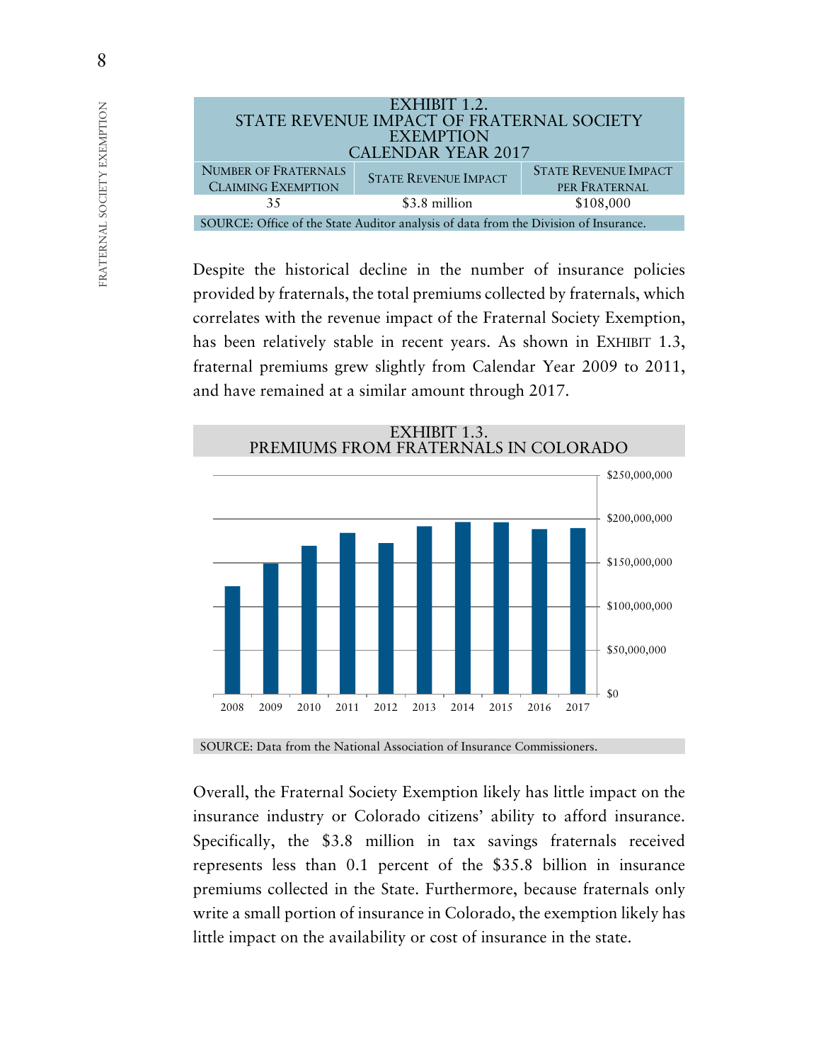EXHIBIT 1.2.
STATE REVENUE IMPACT OF FRATERNAL SOCIETY EXEMPTION
CALENDAR YEAR 2017

| NUMBER OF FRATERNALS CLAIMING EXEMPTION | STATE REVENUE IMPACT | STATE REVENUE IMPACT PER FRATERNAL |
|---|---|---|
| 35 | $3.8 million | $108,000 |

SOURCE: Office of the State Auditor analysis of data from the Division of Insurance.

Despite the historical decline in the number of insurance policies provided by fraternals, the total premiums collected by fraternals, which correlates with the revenue impact of the Fraternal Society Exemption, has been relatively stable in recent years. As shown in EXHIBIT 1.3, fraternal premiums grew slightly from Calendar Year 2009 to 2011, and have remained at a similar amount through 2017.

EXHIBIT 1.3.
PREMIUMS FROM FRATERNALS IN COLORADO

SOURCE: Data from the National Association of Insurance Commissioners.

Overall, the Fraternal Society Exemption likely has little impact on the insurance industry or Colorado citizens' ability to afford insurance. Specifically, the $3.8 million in tax savings fraternals received represents less than 0.1 percent of the $35.8 billion in insurance premiums collected in the State. Furthermore, because fraternals only write a small portion of insurance in Colorado, the exemption likely has little impact on the availability or cost of insurance in the state.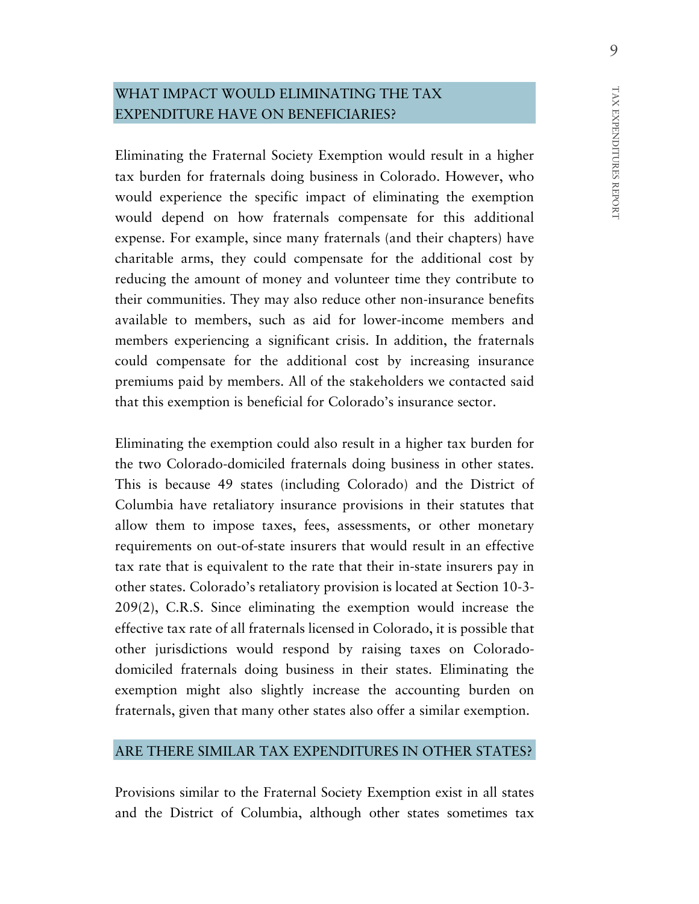## WHAT IMPACT WOULD ELIMINATING THE TAX EXPENDITURE HAVE ON BENEFICIARIES?

Eliminating the Fraternal Society Exemption would result in a higher tax burden for fraternals doing business in Colorado. However, who would experience the specific impact of eliminating the exemption would depend on how fraternals compensate for this additional expense. For example, since many fraternals (and their chapters) have charitable arms, they could compensate for the additional cost by reducing the amount of money and volunteer time they contribute to their communities. They may also reduce other non-insurance benefits available to members, such as aid for lower-income members and members experiencing a significant crisis. In addition, the fraternals could compensate for the additional cost by increasing insurance premiums paid by members. All of the stakeholders we contacted said that this exemption is beneficial for Colorado's insurance sector.

Eliminating the exemption could also result in a higher tax burden for the two Colorado-domiciled fraternals doing business in other states. This is because 49 states (including Colorado) and the District of Columbia have retaliatory insurance provisions in their statutes that allow them to impose taxes, fees, assessments, or other monetary requirements on out-of-state insurers that would result in an effective tax rate that is equivalent to the rate that their in-state insurers pay in other states. Colorado's retaliatory provision is located at Section 10-3-209(2), C.R.S. Since eliminating the exemption would increase the effective tax rate of all fraternals licensed in Colorado, it is possible that other jurisdictions would respond by raising taxes on Colorado-domiciled fraternals doing business in their states. Eliminating the exemption might also slightly increase the accounting burden on fraternals, given that many other states also offer a similar exemption.

## ARE THERE SIMILAR TAX EXPENDITURES IN OTHER STATES?

Provisions similar to the Fraternal Society Exemption exist in all states and the District of Columbia, although other states sometimes tax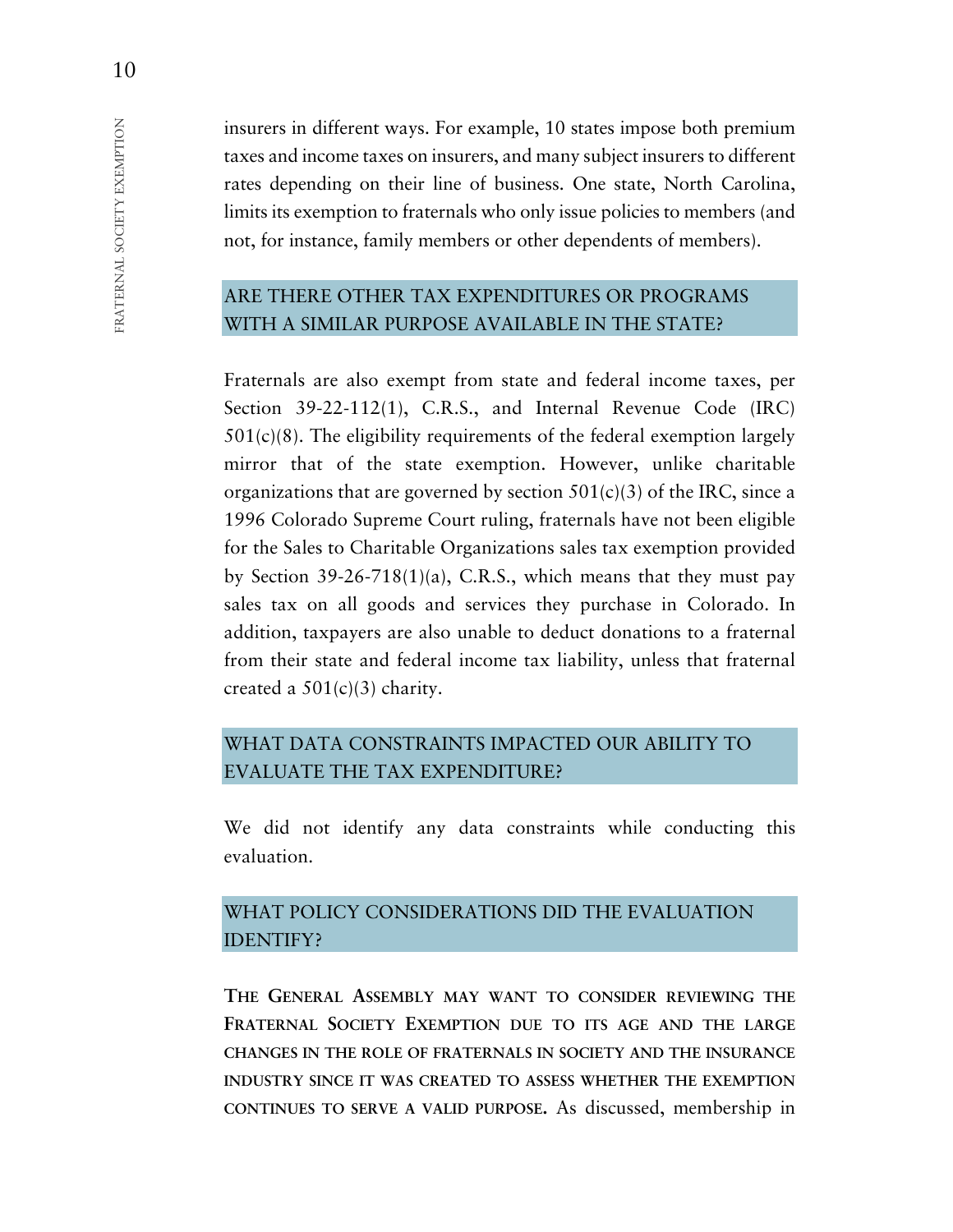insurers in different ways. For example, 10 states impose both premium taxes and income taxes on insurers, and many subject insurers to different rates depending on their line of business. One state, North Carolina, limits its exemption to fraternals who only issue policies to members (and not, for instance, family members or other dependents of members).

## ARE THERE OTHER TAX EXPENDITURES OR PROGRAMS WITH A SIMILAR PURPOSE AVAILABLE IN THE STATE?

Fraternals are also exempt from state and federal income taxes, per Section 39-22-112(1), C.R.S., and Internal Revenue Code (IRC) 501(c)(8). The eligibility requirements of the federal exemption largely mirror that of the state exemption. However, unlike charitable organizations that are governed by section 501(c)(3) of the IRC, since a 1996 Colorado Supreme Court ruling, fraternals have not been eligible for the Sales to Charitable Organizations sales tax exemption provided by Section 39-26-718(1)(a), C.R.S., which means that they must pay sales tax on all goods and services they purchase in Colorado. In addition, taxpayers are also unable to deduct donations to a fraternal from their state and federal income tax liability, unless that fraternal created a 501(c)(3) charity.

## WHAT DATA CONSTRAINTS IMPACTED OUR ABILITY TO EVALUATE THE TAX EXPENDITURE?

We did not identify any data constraints while conducting this evaluation.

## WHAT POLICY CONSIDERATIONS DID THE EVALUATION IDENTIFY?

**THE GENERAL ASSEMBLY MAY WANT TO CONSIDER REVIEWING THE FRATERNAL SOCIETY EXEMPTION DUE TO ITS AGE AND THE LARGE CHANGES IN THE ROLE OF FRATERNALS IN SOCIETY AND THE INSURANCE INDUSTRY SINCE IT WAS CREATED TO ASSESS WHETHER THE EXEMPTION CONTINUES TO SERVE A VALID PURPOSE.** As discussed, membership in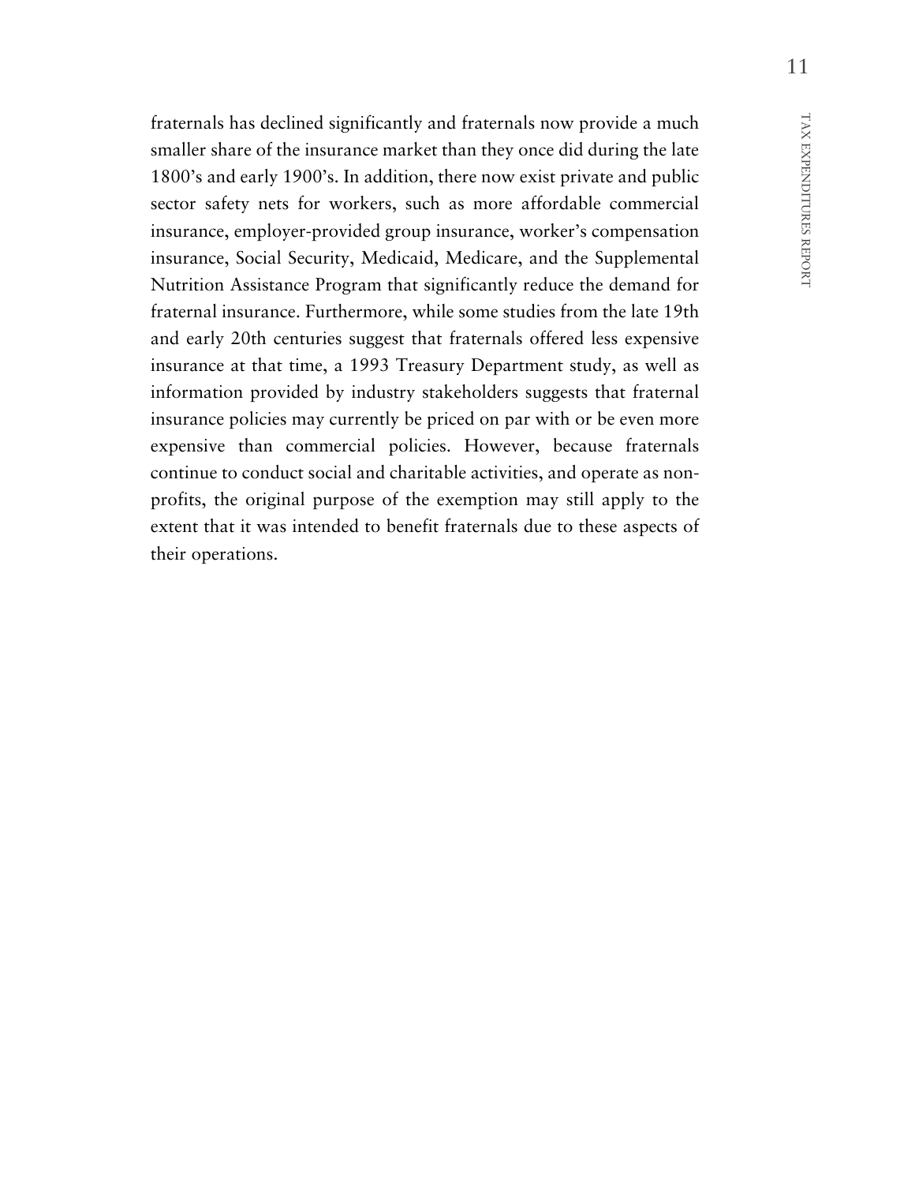fraternals has declined significantly and fraternals now provide a much smaller share of the insurance market than they once did during the late 1800's and early 1900's. In addition, there now exist private and public sector safety nets for workers, such as more affordable commercial insurance, employer-provided group insurance, worker's compensation insurance, Social Security, Medicaid, Medicare, and the Supplemental Nutrition Assistance Program that significantly reduce the demand for fraternal insurance. Furthermore, while some studies from the late 19th and early 20th centuries suggest that fraternals offered less expensive insurance at that time, a 1993 Treasury Department study, as well as information provided by industry stakeholders suggests that fraternal insurance policies may currently be priced on par with or be even more expensive than commercial policies. However, because fraternals continue to conduct social and charitable activities, and operate as non-profits, the original purpose of the exemption may still apply to the extent that it was intended to benefit fraternals due to these aspects of their operations.